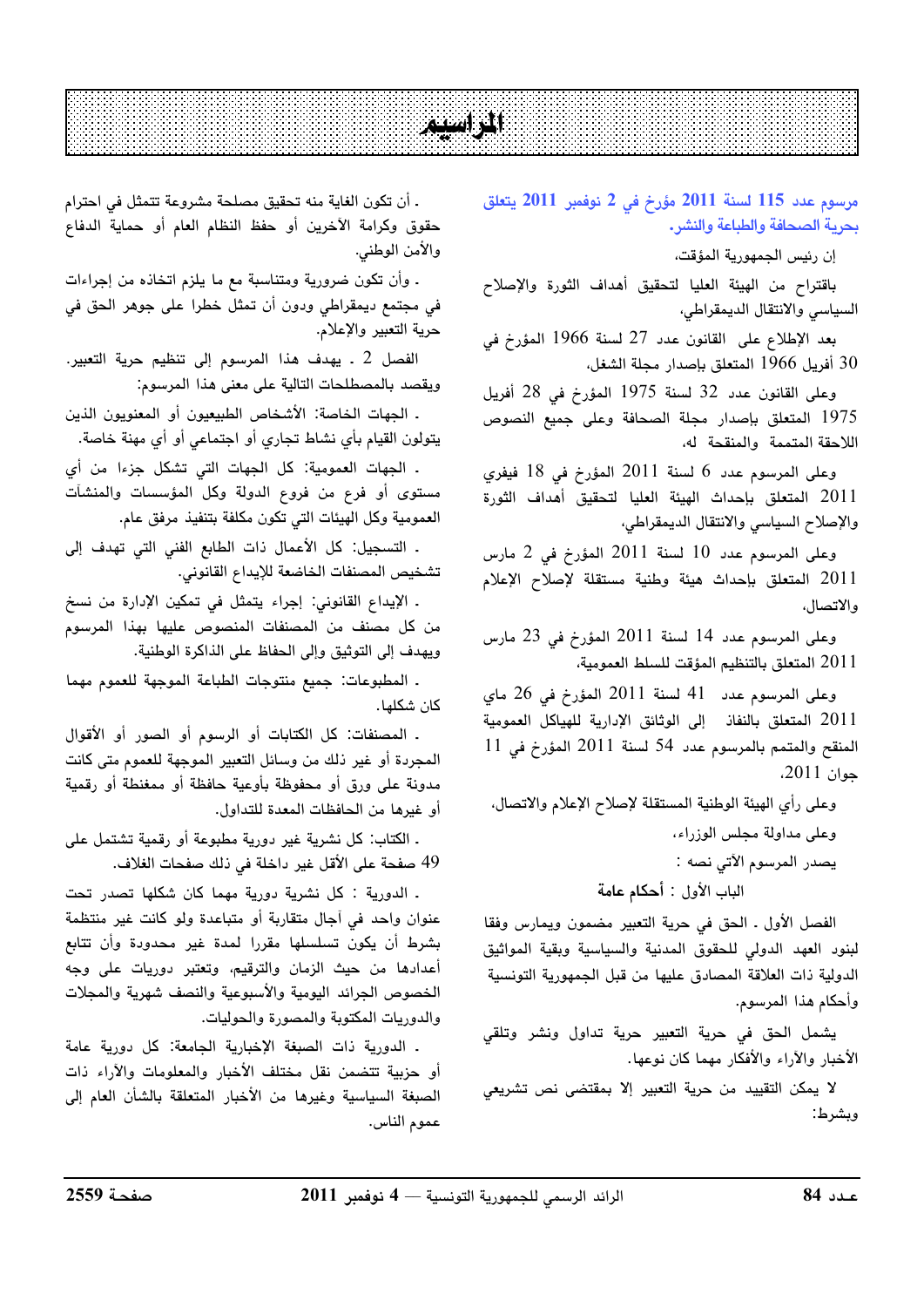# مراسيم

## مرسوم عدد 115 لسنة 2011 مؤرخ في 2 نوفمبر 2011 يتعلق بحرية الصحافة والطباعة والنشر.

إن رئيس الجمهورية المؤقت،

باقتراح من الهيئة العليا لتحقيق أهداف الثورة والإصلاح السياسي والانتقال الديمقراطي،

بعد الإطلاع على القانون عدد 27 لسنة 1966 المؤرخ في 30 أفريل 1966 المتعلق بإصدار مجلة الشغل،

وعلى القانون عدد 32 لسنة 1975 المؤرخ في 28 أفريل 1975 المتعلق بإصدار مجلة الصحافة وعلى جميع النصوص اللاحقة المتممة والمنقحة له،

وعلى المرسوم عدد 6 لسنة 2011 المؤرخ في 18 فيفري 2011 المتعلق بإحداث الهيئة العليا لتحقيق أهداف الثورة والإصلاح السياسي والانتقال الديمقراطي،

وعلى المرسوم عدد 10 لسنة 2011 المؤرخ في 2 مارس 2011 المتعلق بإحداث هيئة وطنية مستقلة لإصلاح الإعلام والاتصال،

وعلى المرسوم عدد 14 لسنة 2011 المؤرخ في 23 مارس 2011 المتعلق بالتنظيم المؤقت للسلط العمومية،

وعلى المرسوم عدد 41 لسنة 2011 المؤرخ في 26 ماي 2011 المتعلق بالنفاذ إلى الوثائق الإدارية للهياكل العمومية المنقح والمتمم بالمرسوم عدد 54 لسنة 2011 المؤرخ في 11 جوان 2011،

وعلى رأي الهيئة الوطنية المستقلة لإصلاح الإعلام والاتصال،

وعلى مداولة مجلس الوزراء،

يصدر المرسوم الآتي نصه :

### الباب الأول : أحكام عامة

الفصل الأول ـ الحق في حرية التعبير مضمون ويمارس وفقا لبنود العهد الدولي للحقوق المدنية والسياسية وبقية المواثيق الدولية ذات العلاقة المصادق عليها من قبل الجمهورية التونسية وأحكام هذا المرسوم.

يشمل الحق في حرية التعبير حرية تداول ونشر وتلقي الأخبار والآراء والأفكار مهما كان نوعها.

لا يمكن التقييد من حرية التعبير إلا بمقتضى نص تشريعي وبشرط:

ـ أن تكون الغاية منه تحقيق مصلحة مشروعة تتمثل في احترام حقوق وكرامة الآخرين أو حفظ النظام العام أو حماية الدفاع والأمن الوطني.

ـ وأن تكون ضرورية ومتناسبة مع ما يلزم اتخاذه من إجراءات في مجتمع ديمقراطي ودون أن تمثل خطرا على جوهر الحق في حرية التعبير والإعلام.

الفصل 2 ـ يهدف هذا المرسوم إلى تنظيم حرية التعبير. ويقصد بالمصطلحات التالية على معنى هذا المرسوم:

ـ الجهات الخاصة: الأشخاص الطبيعيون أو المعنويون الذين يتولون القيام بأي نشاط تجاري أو اجتماعي أو أي مهنة خاصة.

ـ الجهات العمومية: كل الجهات التي تشكل جزءا من أي مستوى أو فرع من فروع الدولة وكل المؤسسات والمنشآت العمومية وكل الهيئات التي تكون مكلفة بتنفيذ مرفق عام.

ـ التسجيل: كل الأعمال ذات الطابع الفني التي تهدف إلى تشخيص المصنفات الخاضعة للإيداع القانوني.

ـ الإيداع القانوني: إجراء يتمثل في تمكين الإدارة من نسخ من كل مصنف من المصنفات المنصوص عليها بهذا المرسوم ويهدف إلى التوثيق وإلى الحفاظ على الذاكرة الوطنية.

ـ المطبوعات: جميع منتوجات الطباعة الموجهة للعموم مهما كان شكلها.

ـ المصنفات: كل الكتابات أو الرسوم أو الصور أو الأقوال المجردة أو غير ذلك من وسائل التعبير الموجهة للعموم متى كانت مدونة على ورق أو محفوظة بأوعية حافظة أو ممغنطة أو رقمية أو غيرها من الحافظات المعدة للتداول.

ـ الكتاب: كل نشرية غير دورية مطبوعة أو رقمية تشتمل على 49 صفحة على الأقل غير داخلة في ذلك صفحات الغلاف.

ـ الدورية : كل نشرية دورية مهما كان شكلها تصدر تحت عنوان واحد في آجال متقاربة أو متباعدة ولو كانت غير منتظمة بشرط أن يكون تسلسلها مقررا لمدة غير محدودة وأن تتابع أعدادها من حيث الزمان والترقيم، وتعتبر دوريات على وجه الخصوص الجرائد اليومية والأسبوعية والنصف شهرية والمجلات والدوريات المكتوبة والمصورة والحوليات.

ـ الدورية ذات الصبغة الإخبارية الجامعة: كل دورية عامة أو حزبية تتضمن نقل مختلف الأخبار والمعلومات والآراء ذات الصبغة السياسية وغيرها من الأخبار المتعلقة بالشأن العام إلى عموم الناس.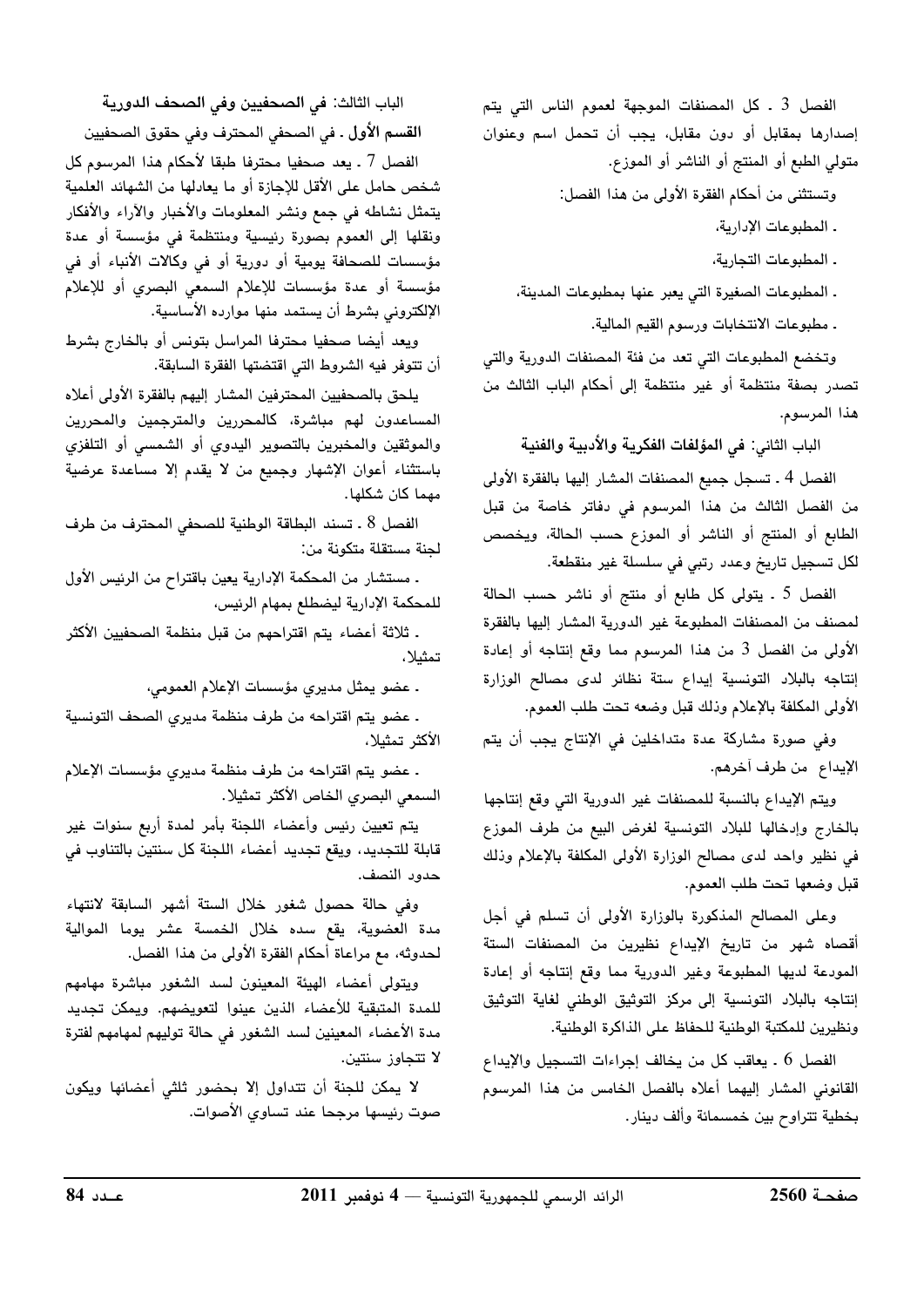الفصل 3 ـ كل المصنفات الموجهة لعموم الناس التي يتم إصدارها بمقابل أو دون مقابل، يجب أن تحمل اسم وعنوان متولي الطبع أو المنتج أو الناشر أو الموزع.

وتستثنى من أحكام الفقرة الأولى من هذا الفصل:

- المطبوعات الإدارية،
- المطبوعات التجارية،
- المطبوعات الصغيرة التي يعبر عنها بمطبوعات المدينة،
- مطبوعات الانتخابات ورسوم القيم المالية.

وتخضع المطبوعات التي تعد من فئة المصنفات الدورية والتي تصدر بصفة منتظمة أو غير منتظمة إلى أحكام الباب الثالث من هذا المرسوم.

## الباب الثاني: في المؤلفات الفكرية والأدبية والفنية

الفصل 4 ـ تسجل جميع المصنفات المشار إليها بالفقرة الأولى من الفصل الثالث من هذا المرسوم في دفاتر خاصة من قبل الطابع أو المنتج أو الناشر أو الموزع حسب الحالة، ويخصص لكل تسجيل تاريخ وعدد رتبي في سلسلة غير منقطعة.

الفصل 5 ـ يتولى كل طابع أو منتج أو ناشر حسب الحالة لمصنف من المصنفات المطبوعة غير الدورية المشار إليها بالفقرة الأولى من الفصل 3 من هذا المرسوم مما وقع إنتاجه أو إعادة إنتاجه بالبلاد التونسية إيداع ستة نظائر لدى مصالح الوزارة الأولى المكلفة بالإعلام وذلك قبل وضعه تحت طلب العموم.

وفي صورة مشاركة عدة متداخلين في الإنتاج يجب أن يتم الإيداع من طرف آخرهم.

ويتم الإيداع بالنسبة للمصنفات غير الدورية التي وقع إنتاجها بالخارج وإدخالها للبلاد التونسية لغرض البيع من طرف الموزع في نظير واحد لدى مصالح الوزارة الأولى المكلفة بالإعلام وذلك قبل وضعها تحت طلب العموم.

وعلى المصالح المذكورة بالوزارة الأولى أن تسلم في أجل أقصاه شهر من تاريخ الإيداع نظيرين من المصنفات الستة المودعة لديها المطبوعة وغير الدورية مما وقع إنتاجه أو إعادة إنتاجه بالبلاد التونسية إلى مركز التوثيق الوطني لغاية التوثيق ونظيرين للمكتبة الوطنية للحفاظ على الذاكرة الوطنية.

الفصل 6 ـ يعاقب كل من يخالف إجراءات التسجيل والإيداع القانوني المشار إليهما أعلاه بالفصل الخامس من هذا المرسوم بخطية تتراوح بين خمسمائة وألف دينار.

## الباب الثالث: في الصحفيين وفي الصحف الدورية

### القسم الأول ـ في الصحفي المحترف وفي حقوق الصحفيين

الفصل 7 ـ يعد صحفيا محترفا طبقا لأحكام هذا المرسوم كل شخص حامل على الأقل للإجازة أو ما يعادلها من الشهائد العلمية يتمثل نشاطه في جمع ونشر المعلومات والأخبار والآراء والأفكار ونقلها إلى العموم بصورة رئيسية ومنتظمة في مؤسسة أو عدة مؤسسات للصحافة يومية أو دورية أو في وكالات الأنباء أو في مؤسسة أو عدة مؤسسات للإعلام السمعي البصري أو للإعلام الإلكتروني بشرط أن يستمد منها موارده الأساسية.

ويعد أيضا صحفيا محترفا المراسل بتونس أو بالخارج بشرط أن تتوفر فيه الشروط التي اقتضتها الفقرة السابقة.

يلحق بالصحفيين المحترفين المشار إليهم بالفقرة الأولى أعلاه المساعدون لهم مباشرة، كالمحررين والمترجمين والمحررين والموثقين والمخبرين بالتصوير اليدوي أو الشمسي أو التلفزي باستثناء أعوان الإشهار وجميع من لا يقدم إلا مساعدة عرضية مهما كان شكلها.

الفصل 8 ـ تسند البطاقة الوطنية للصحفي المحترف من طرف لجنة مستقلة متكونة من:

- مستشار من المحكمة الإدارية يعين باقتراح من الرئيس الأول للمحكمة الإدارية ليضطلع بمهام الرئيس،
- ثلاثة أعضاء يتم اقتراحهم من قبل منظمة الصحفيين الأكثر تمثيلا،
- عضو يمثل مديري مؤسسات الإعلام العمومي،
- عضو يتم اقتراحه من طرف منظمة مديري الصحف التونسية الأكثر تمثيلا،
- عضو يتم اقتراحه من طرف منظمة مديري مؤسسات الإعلام السمعي البصري الخاص الأكثر تمثيلا.

يتم تعيين رئيس وأعضاء اللجنة بأمر لمدة أربع سنوات غير قابلة للتجديد، ويقع تجديد أعضاء اللجنة كل سنتين بالتناوب في حدود النصف.

وفي حالة حصول شغور خلال الستة أشهر السابقة لانتهاء مدة العضوية، يقع سده خلال الخمسة عشر يوما الموالية لحدوثه، مع مراعاة أحكام الفقرة الأولى من هذا الفصل.

ويتولى أعضاء الهيئة المعينون لسد الشغور مباشرة مهامهم للمدة المتبقية للأعضاء الذين عينوا لتعويضهم. ويمكن تجديد مدة الأعضاء المعينين لسد الشغور في حالة توليهم لمهامهم لفترة لا تتجاوز سنتين.

لا يمكن للجنة أن تتداول إلا بحضور ثلثي أعضائها ويكون صوت رئيسها مرجحا عند تساوي الأصوات.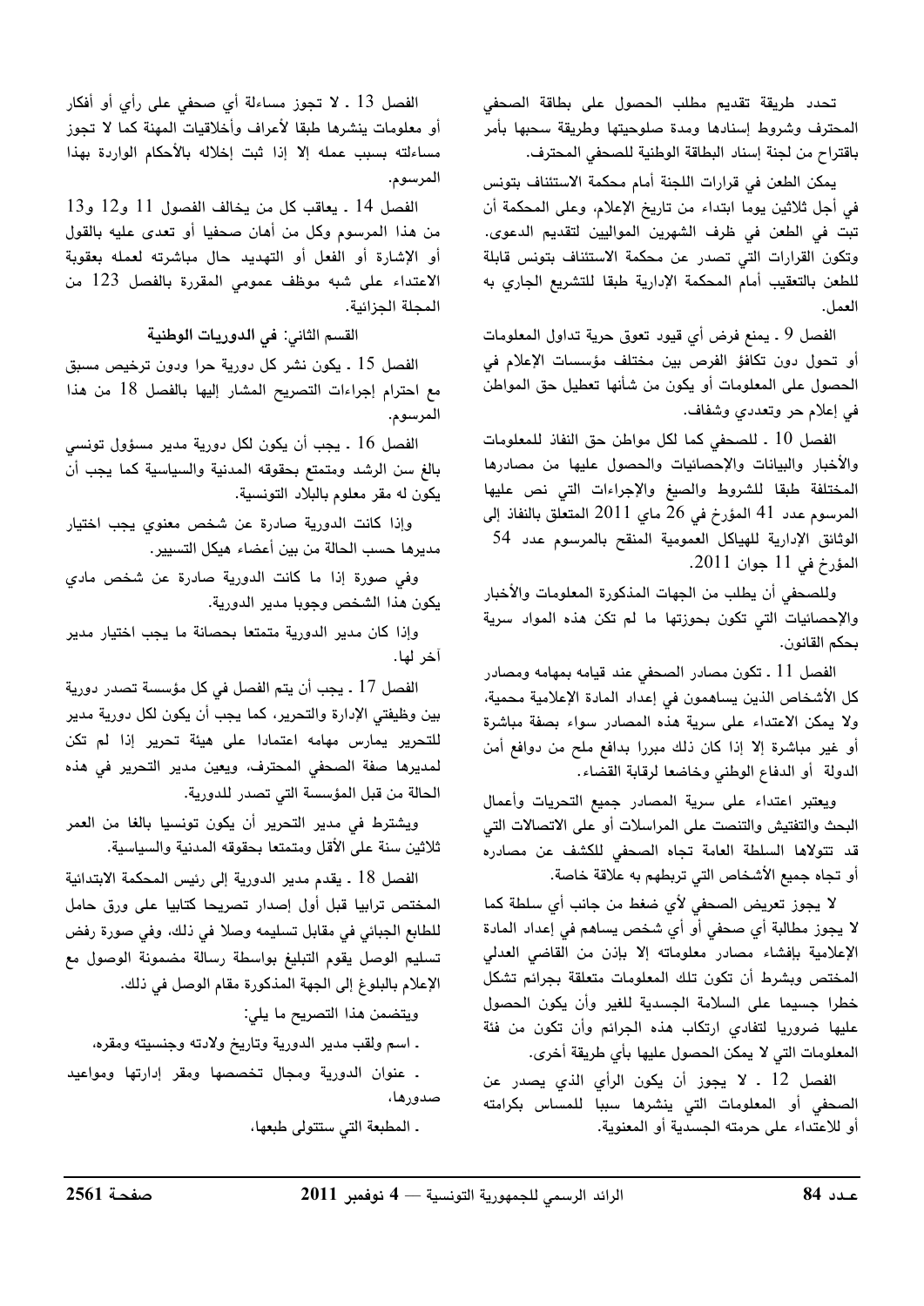تحدد طريقة تقديم مطلب الحصول على بطاقة الصحفي المحترف وشروط إسنادها ومدة صلوحيتها وطريقة سحبها بأمر باقتراح من لجنة إسناد البطاقة الوطنية للصحفي المحترف.

يمكن الطعن في قرارات اللجنة أمام محكمة الاستئناف بتونس في أجل ثلاثين يوما ابتداء من تاريخ الإعلام، وعلى المحكمة أن تبت في الطعن في ظرف الشهرين المواليين لتقديم الدعوى. وتكون القرارات التي تصدر عن محكمة الاستئناف بتونس قابلة للطعن بالتعقيب أمام المحكمة الإدارية طبقا للتشريع الجاري به العمل.

الفصل 9 ـ يمنع فرض أي قيود تعوق حرية تداول المعلومات أو تحول دون تكافؤ الفرص بين مختلف مؤسسات الإعلام في الحصول على المعلومات أو يكون من شأنها تعطيل حق المواطن في إعلام حر وتعددي وشفاف.

الفصل 10 ـ للصحفي كما لكل مواطن حق النفاذ للمعلومات والأخبار والبيانات والإحصائيات والحصول عليها من مصادرها المختلفة طبقا للشروط والصيغ والإجراءات التي نص عليها المرسوم عدد 41 المؤرخ في 26 ماي 2011 المتعلق بالنفاذ إلى الوثائق الإدارية للهياكل العمومية المنقح بالمرسوم عدد 54 المؤرخ في 11 جوان 2011.

وللصحفي أن يطلب من الجهات المذكورة المعلومات والأخبار والإحصائيات التي تكون بحوزتها ما لم تكن هذه المواد سرية بحكم القانون.

الفصل 11 ـ تكون مصادر الصحفي عند قيامه بمهامه ومصادر كل الأشخاص الذين يساهمون في إعداد المادة الإعلامية محمية، ولا يمكن الاعتداء على سرية هذه المصادر سواء بصفة مباشرة أو غير مباشرة إلا إذا كان ذلك مبررا بدافع ملح من دوافع أمن الدولة أو الدفاع الوطني وخاضعا لرقابة القضاء.

ويعتبر اعتداء على سرية المصادر جميع التحريات وأعمال البحث والتفتيش والتنصت على المراسلات أو على الاتصالات التي قد تتولاها السلطة العامة تجاه الصحفي للكشف عن مصادره أو تجاه جميع الأشخاص التي تربطهم به علاقة خاصة.

لا يجوز تعريض الصحفي لأي ضغط من جانب أي سلطة كما لا يجوز مطالبة أي صحفي أو أي شخص يساهم في إعداد المادة الإعلامية بإفشاء مصادر معلوماته إلا بإذن من القاضي العدلي المختص وبشرط أن تكون تلك المعلومات متعلقة بجرائم تشكل خطرا جسيما على السلامة الجسدية للغير وأن يكون الحصول عليها ضروريا لتفادي ارتكاب هذه الجرائم وأن تكون من فئة المعلومات التي لا يمكن الحصول عليها بأي طريقة أخرى.

الفصل 12 ـ لا يجوز أن يكون الرأي الذي يصدر عن الصحفي أو المعلومات التي ينشرها سببا للمساس بكرامته أو للاعتداء على حرمته الجسدية أو المعنوية.

الفصل 13 ـ لا تجوز مساءلة أي صحفي على رأي أو أفكار أو معلومات ينشرها طبقا لأعراف وأخلاقيات المهنة كما لا تجوز مساءلته بسبب عمله إلا إذا ثبت إخلاله بالأحكام الواردة بهذا المرسوم.

الفصل 14 ـ يعاقب كل من يخالف الفصول 11 و12 و13 من هذا المرسوم وكل من أهان صحفيا أو تعدى عليه بالقول أو الإشارة أو الفعل أو التهديد حال مباشرته لعمله بعقوبة الاعتداء على شبه موظف عمومي المقررة بالفصل 123 من المجلة الجزائية.

## القسم الثاني: في الدوريات الوطنية

الفصل 15 ـ يكون نشر كل دورية حرا ودون ترخيص مسبق مع احترام إجراءات التصريح المشار إليها بالفصل 18 من هذا المرسوم.

الفصل 16 ـ يجب أن يكون لكل دورية مدير مسؤول تونسي بالغ سن الرشد ومتمتع بحقوقه المدنية والسياسية كما يجب أن يكون له مقر معلوم بالبلاد التونسية.

وإذا كانت الدورية صادرة عن شخص معنوي يجب اختيار مديرها حسب الحالة من بين أعضاء هيكل التسيير.

وفي صورة إذا ما كانت الدورية صادرة عن شخص مادي يكون هذا الشخص وجوبا مدير الدورية.

وإذا كان مدير الدورية متمتعا بحصانة ما يجب اختيار مدير آخر لها.

الفصل 17 ـ يجب أن يتم الفصل في كل مؤسسة تصدر دورية بين وظيفتي الإدارة والتحرير، كما يجب أن يكون لكل دورية مدير للتحرير يمارس مهامه اعتمادا على هيئة تحرير إذا لم تكن لمديرها صفة الصحفي المحترف، ويعين مدير التحرير في هذه الحالة من قبل المؤسسة التي تصدر للدورية.

ويشترط في مدير التحرير أن يكون تونسيا بالغا من العمر ثلاثين سنة على الأقل ومتمتعا بحقوقه المدنية والسياسية.

الفصل 18 ـ يقدم مدير الدورية إلى رئيس المحكمة الابتدائية المختص ترابيا قبل أول إصدار تصريحا كتابيا على ورق حامل للطابع الجبائي في مقابل تسليمه وصلا في ذلك، وفي صورة رفض تسليم الوصل يقوم التبليغ بواسطة رسالة مضمونة الوصول مع الإعلام بالبلوغ إلى الجهة المذكورة مقام الوصل في ذلك.

ويتضمن هذا التصريح ما يلي:

- اسم ولقب مدير الدورية وتاريخ ولادته وجنسيته ومقره،
- عنوان الدورية ومجال تخصصها ومقر إدارتها ومواعيد صدورها،
- المطبعة التي ستتولى طبعها،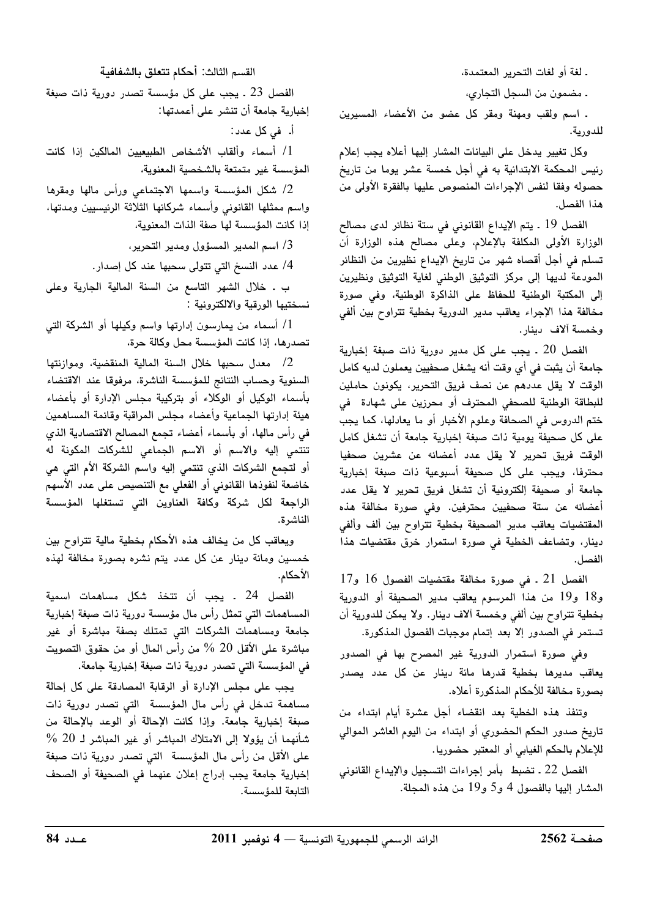ـ لغة أو لغات التحرير المعتمدة،

ـ مضمون من السجل التجاري،

ـ اسم ولقب ومهنة ومقر كل عضو من الأعضاء المسيرين للدورية.

وكل تغيير يدخل على البيانات المشار إليها أعلاه يجب إعلام رئيس المحكمة الابتدائية به في أجل خمسة عشر يوما من تاريخ حصوله وفقا لنفس الإجراءات المنصوص عليها بالفقرة الأولى من هذا الفصل.

الفصل 19 ـ يتم الإيداع القانوني في ستة نظائر لدى مصالح الوزارة الأولى المكلفة بالإعلام، وعلى مصالح هذه الوزارة أن تسلم في أجل أقصاه شهر من تاريخ الإيداع نظيرين من النظائر المودعة لديها إلى مركز التوثيق الوطني لغاية التوثيق ونظيرين إلى المكتبة الوطنية للحفاظ على الذاكرة الوطنية، وفي صورة مخالفة هذا الإجراء يعاقب مدير الدورية بخطية تتراوح بين ألفي وخمسة آلاف دينار.

الفصل 20 ـ يجب على كل مدير دورية ذات صبغة إخبارية جامعة أن يثبت في أي وقت أنه يشغل صحفيين يعملون لديه كامل الوقت لا يقل عددهم عن نصف فريق التحرير، يكونون حاملين للبطاقة الوطنية للصحفي المحترف أو محرزين على شهادة في ختم الدروس في الصحافة وعلوم الأخبار أو ما يعادلها، كما يجب على كل صحيفة يومية ذات صبغة إخبارية جامعة أن تشغل كامل الوقت فريق تحرير لا يقل عدد أعضائه عن عشرين صحفيا محترفا، ويجب على كل صحيفة أسبوعية ذات صبغة إخبارية جامعة أو صحيفة إلكترونية أن تشغل فريق تحرير لا يقل عدد أعضائه عن ستة صحفيين محترفين. وفي صورة مخالفة هذه المقتضيات يعاقب مدير الصحيفة بخطية تتراوح بين ألف وألفي دينار، وتضاعف الخطية في صورة استمرار خرق مقتضيات هذا الفصل.

الفصل 21 ـ في صورة مخالفة مقتضيات الفصول 16 و17 و18 و19 من هذا المرسوم يعاقب مدير الصحيفة أو الدورية بخطية تتراوح بين ألفي وخمسة آلاف دينار. ولا يمكن للدورية أن تستمر في الصدور إلا بعد إتمام موجبات الفصول المذكورة.

وفي صورة استمرار الدورية غير المصرح بها في الصدور يعاقب مديرها بخطية قدرها مائة دينار عن كل عدد يصدر بصورة مخالفة للأحكام المذكورة أعلاه.

وتنفذ هذه الخطية بعد انقضاء أجل عشرة أيام ابتداء من تاريخ صدور الحكم الحضوري أو ابتداء من اليوم العاشر الموالي للإعلام بالحكم الغيابي أو المعتبر حضوريا.

الفصل 22 ـ تضبط بأمر إجراءات التسجيل والإيداع القانوني المشار إليها بالفصول 4 و5 و19 من هذه المجلة.

### القسم الثالث: أحكام تتعلق بالشفافية

الفصل 23 ـ يجب على كل مؤسسة تصدر دورية ذات صبغة إخبارية جامعة أن تنشر على أعمدتها:

أ. في كل عدد:

1/ أسماء وألقاب الأشخاص الطبيعيين المالكين إذا كانت المؤسسة غير متمتعة بالشخصية المعنوية،

2/ شكل المؤسسة واسمها الاجتماعي ورأس مالها ومقرها واسم ممثلها القانوني وأسماء شركائها الثلاثة الرئيسيين ومدتها، إذا كانت المؤسسة لها صفة الذات المعنوية،

3/ اسم المدير المسؤول ومدير التحرير،

4/ عدد النسخ التي تتولى سحبها عند كل إصدار.

ب ـ خلال الشهر التاسع من السنة المالية الجارية وعلى نسختيها الورقية والالكترونية :

1/ أسماء من يمارسون إدارتها واسم وكيلها أو الشركة التي تصدرها، إذا كانت المؤسسة محل وكالة حرة،

2/ معدل سحبها خلال السنة المالية المنقضية، وموازنتها السنوية وحساب النتائج للمؤسسة الناشرة، مرفوقا عند الاقتضاء بأسماء الوكيل أو الوكلاء أو بتركيبة مجلس الإدارة أو بأعضاء هيئة إدارتها الجماعية وأعضاء مجلس المراقبة وقائمة المساهمين في رأس مالها، أو بأسماء أعضاء تجمع المصالح الاقتصادية الذي تنتمي إليه والاسم أو الاسم الجماعي للشركات المكونة له أو لتجمع الشركات الذي تنتمي إليه واسم الشركة الأم التي هي خاضعة لنفوذها القانوني أو الفعلي مع التنصيص على عدد الأسهم الراجعة لكل شركة وكافة العناوين التي تستغلها المؤسسة الناشرة.

ويعاقب كل من يخالف هذه الأحكام بخطية مالية تتراوح بين خمسين ومائة دينار عن كل عدد يتم نشره بصورة مخالفة لهذه الأحكام.

الفصل 24 ـ يجب أن تتخذ شكل مساهمات اسمية المساهمات التي تمثل رأس مال مؤسسة دورية ذات صبغة إخبارية جامعة ومساهمات الشركات التي تمتلك بصفة مباشرة أو غير مباشرة على الأقل 20 % من رأس المال أو من حقوق التصويت في المؤسسة التي تصدر دورية ذات صبغة إخبارية جامعة.

يجب على مجلس الإدارة أو الرقابة المصادقة على كل إحالة مساهمة تدخل في رأس مال المؤسسة التي تصدر دورية ذات صبغة إخبارية جامعة. وإذا كانت الإحالة أو الوعد بالإحالة من شأنهما أن يؤولا إلى الامتلاك المباشر أو غير المباشر لـ 20 % على الأقل من رأس مال المؤسسة التي تصدر دورية ذات صبغة إخبارية جامعة يجب إدراج إعلان عنهما في الصحيفة أو الصحف التابعة للمؤسسة.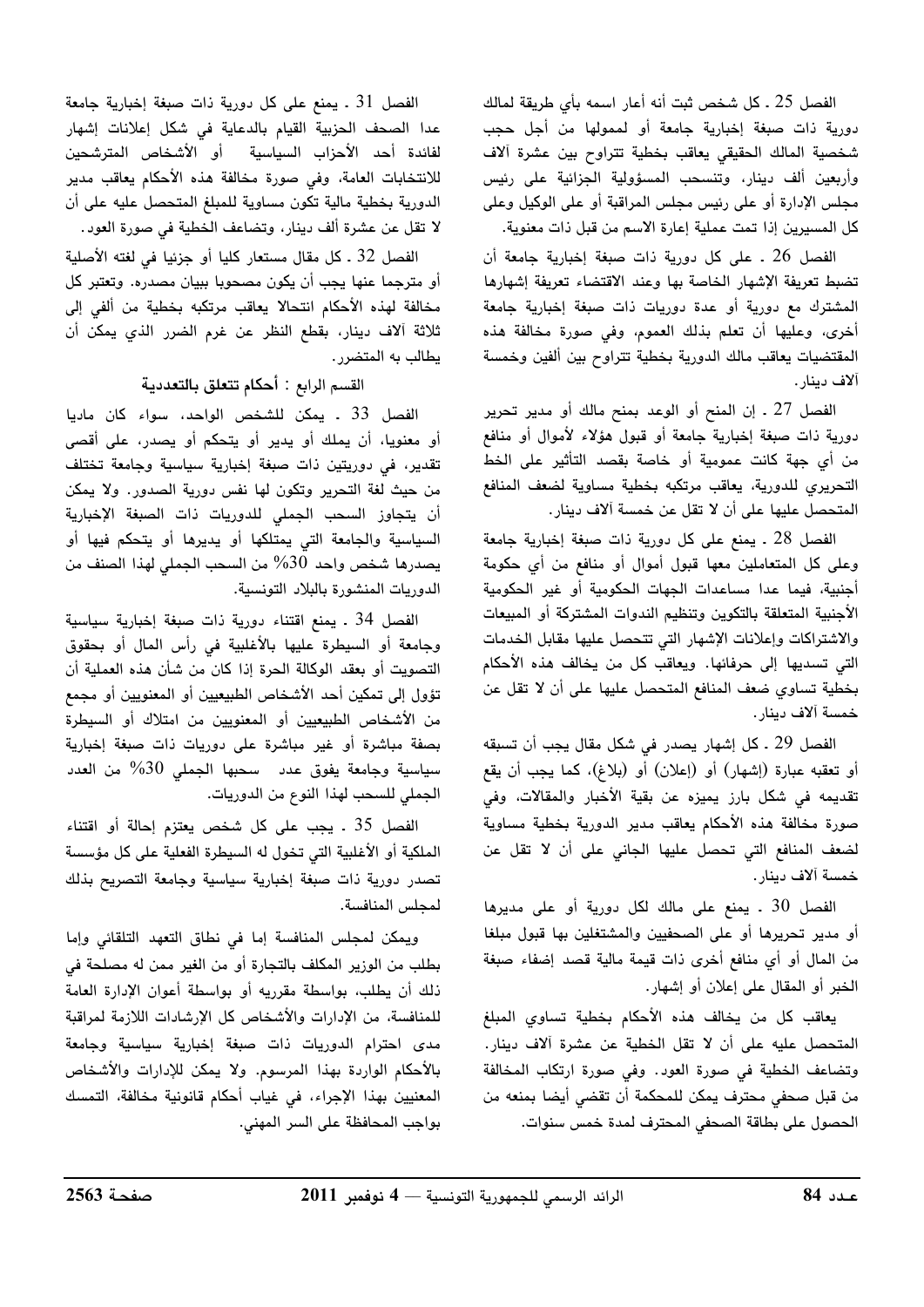الفصل 25 ـ كل شخص ثبت أنه أعار اسمه بأي طريقة لمالك دورية ذات صبغة إخبارية جامعة أو لمموليها من أجل حجب شخصية المالك الحقيقي يعاقب بخطية تتراوح بين عشرة آلاف وأربعين ألف دينار، وتنسحب المسؤولية الجزائية على رئيس مجلس الإدارة أو على رئيس مجلس المراقبة أو على الوكيل وعلى كل المسيرين إذا تمت عملية إعارة الاسم من قبل ذات معنوية.

الفصل 26 ـ على كل دورية ذات صبغة إخبارية جامعة أن تضبط تعريفة الإشهار الخاصة بها وعند الاقتضاء تعريفة إشهارها المشترك مع دورية أو عدة دوريات ذات صبغة إخبارية جامعة أخرى، وعليها أن تعلم بذلك العموم، وفي صورة مخالفة هذه المقتضيات يعاقب مالك الدورية بخطية تتراوح بين ألفين وخمسة آلاف دينار.

الفصل 27 ـ إن المنح أو الوعد بمنح مالك أو مدير تحرير دورية ذات صبغة إخبارية جامعة أو قبول هؤلاء لأموال أو منافع من أي جهة كانت عمومية أو خاصة بقصد التأثير على الخط التحريري للدورية، يعاقب مرتكبه بخطية مساوية لضعف المنافع المتحصل عليها على أن لا تقل عن خمسة آلاف دينار.

الفصل 28 ـ يمنع على كل دورية ذات صبغة إخبارية جامعة وعلى كل المتعاملين معها قبول أموال أو منافع من أي حكومة أجنبية، فيما عدا مساعدات الجهات الحكومية أو غير الحكومية الأجنبية المتعلقة بالتكوين وتنظيم الندوات المشتركة أو المبيعات والاشتراكات وإعلانات الإشهار التي تتحصل عليها مقابل الخدمات التي تسديها إلى حرفائها. ويعاقب كل من يخالف هذه الأحكام بخطية تساوي ضعف المنافع المتحصل عليها على أن لا تقل عن خمسة آلاف دينار.

الفصل 29 ـ كل إشهار يصدر في شكل مقال يجب أن تسبقه أو تعقبه عبارة (إشهار) أو (إعلان) أو (بلاغ)، كما يجب أن يقع تقديمه في شكل بارز يميزه عن بقية الأخبار والمقالات، وفي صورة مخالفة هذه الأحكام يعاقب مدير الدورية بخطية مساوية لضعف المنافع التي تحصل عليها الجاني على أن لا تقل عن خمسة آلاف دينار.

الفصل 30 ـ يمنع على مالك لكل دورية أو على مديرها أو مدير تحريرها أو على الصحفيين والمشتغلين بها قبول مبلغا من المال أو أي منافع أخرى ذات قيمة مالية قصد إضفاء صبغة الخبر أو المقال على إعلان أو إشهار.

يعاقب كل من يخالف هذه الأحكام بخطية تساوي المبلغ المتحصل عليه على أن لا تقل الخطية عن عشرة آلاف دينار. وتضاعف الخطية في صورة العود. وفي صورة ارتكاب المخالفة من قبل صحفي محترف يمكن للمحكمة أن تقضي أيضا بمنعه من الحصول على بطاقة الصحفي المحترف لمدة خمس سنوات.

الفصل 31 ـ يمنع على كل دورية ذات صبغة إخبارية جامعة عدا الصحف الحزبية القيام بالدعاية في شكل إعلانات إشهار لفائدة أحد الأحزاب السياسية أو الأشخاص المترشحين للانتخابات العامة، وفي صورة مخالفة هذه الأحكام يعاقب مدير الدورية بخطية مالية تكون مساوية للمبلغ المتحصل عليه على أن لا تقل عن عشرة ألف دينار، وتضاعف الخطية في صورة العود.

الفصل 32 ـ كل مقال مستعار كليا أو جزئيا في لغته الأصلية أو مترجما عنها يجب أن يكون مصحوبا ببيان مصدره. وتعتبر كل مخالفة لهذه الأحكام انتحالا يعاقب مرتكبه بخطية من ألفي إلى ثلاثة آلاف دينار، بقطع النظر عن غرم الضرر الذي يمكن أن يطالب به المتضرر.

## القسم الرابع : أحكام تتعلق بالتعددية

الفصل 33 ـ يمكن للشخص الواحد، سواء كان ماديا أو معنويا، أن يملك أو يدير أو يتحكم أو يصدر، على أقصى تقدير، في دوريتين ذات صبغة إخبارية سياسية وجامعة تختلف من حيث لغة التحرير وتكون لها نفس دورية الصدور. ولا يمكن أن يتجاوز السحب الجملي للدوريات ذات الصبغة الإخبارية السياسية والجامعة التي يمتلكها أو يديرها أو يتحكم فيها أو يصدرها شخص واحد 30% من السحب الجملي لهذا الصنف من الدوريات المنشورة بالبلاد التونسية.

الفصل 34 ـ يمنع اقتناء دورية ذات صبغة إخبارية سياسية وجامعة أو السيطرة عليها بالأغلبية في رأس المال أو بحقوق التصويت أو بعقد الوكالة الحرة إذا كان من شأن هذه العملية أن تؤول إلى تمكين أحد الأشخاص الطبيعيين أو المعنويين أو مجمع من الأشخاص الطبيعيين أو المعنويين من امتلاك أو السيطرة بصفة مباشرة أو غير مباشرة على دوريات ذات صبغة إخبارية سياسية وجامعة يفوق عدد سحبها الجملي 30% من العدد الجملي للسحب لهذا النوع من الدوريات.

الفصل 35 ـ يجب على كل شخص يعتزم إحالة أو اقتناء الملكية أو الأغلبية التي تخول له السيطرة الفعلية على كل مؤسسة تصدر دورية ذات صبغة إخبارية سياسية وجامعة التصريح بذلك لمجلس المنافسة.

ويمكن لمجلس المنافسة إما في نطاق التعهد التلقائي وإما بطلب من الوزير المكلف بالتجارة أو من الغير ممن له مصلحة في ذلك أن يطلب، بواسطة مقرريه أو بواسطة أعوان الإدارة العامة للمنافسة، من الإدارات والأشخاص كل الإرشادات اللازمة لمراقبة مدى احترام الدوريات ذات صبغة إخبارية سياسية وجامعة بالأحكام الواردة بهذا المرسوم. ولا يمكن للإدارات والأشخاص المعنيين بهذا الإجراء، في غياب أحكام قانونية مخالفة، التمسك بواجب المحافظة على السر المهني.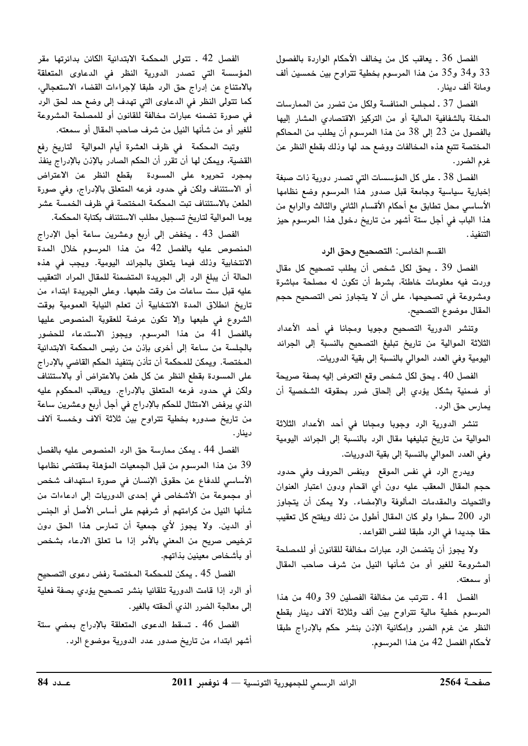الفصل 36 ـ يعاقب كل من يخالف الأحكام الواردة بالفصول 33 و34 و35 من هذا المرسوم بخطية تتراوح بين خمسين ألف ومائة ألف دينار.

الفصل 37 ـ لمجلس المنافسة ولكل من تضرر من الممارسات المخلة بالشفافية المالية أو من التركيز الاقتصادي المشار إليها بالفصول من 23 إلى 38 من هذا المرسوم أن يطلب من المحاكم المختصة تتبع هذه المخالفات ووضع حد لها وذلك بقطع النظر عن غرم الضرر.

الفصل 38 ـ على كل المؤسسات التي تصدر دورية ذات صبغة إخبارية سياسية وجامعة قبل صدور هذا المرسوم وضع نظامها الأساسي محل تطابق مع أحكام الأقسام الثاني والثالث والرابع من هذا الباب في أجل ستة أشهر من تاريخ دخول هذا المرسوم حيز التنفيذ.

## القسم الخامس: التصحيح وحق الرد

الفصل 39 ـ يحق لكل شخص أن يطلب تصحيح كل مقال وردت فيه معلومات خاطئة، بشرط أن تكون له مصلحة مباشرة ومشروعة في تصحيحها، على أن لا يتجاوز نص التصحيح حجم المقال موضوع التصحيح.

وتنشر الدورية التصحيح وجوبا ومجانا في أحد الأعداد الثلاثة الموالية من تاريخ تبليغ التصحيح بالنسبة إلى الجرائد اليومية وفي العدد الموالي بالنسبة إلى بقية الدوريات.

الفصل 40 ـ يحق لكل شخص وقع التعرض إليه بصفة صريحة أو ضمنية بشكل يؤدي إلى إلحاق ضرر بحقوقه الشخصية أن يمارس حق الرد.

تنشر الدورية الرد وجوبا ومجانا في أحد الأعداد الثلاثة الموالية من تاريخ تبليغها مقال الرد بالنسبة إلى الجرائد اليومية وفي العدد الموالي بالنسبة إلى بقية الدوريات.

ويدرج الرد في نفس الموقع وبنفس الحروف وفي حدود حجم المقال المعقب عليه دون أي اقحام ودون اعتبار العنوان والتحيات والمقدمات المألوفة والإمضاء. ولا يمكن أن يتجاوز الرد 200 سطرا ولو كان المقال أطول من ذلك ويفتح كل تعقيب حقا جديدا في الرد طبقا لنفس القواعد.

ولا يجوز أن يتضمن الرد عبارات مخالفة للقانون أو للمصلحة المشروعة للغير أو من شأنها النيل من شرف صاحب المقال أو سمعته.

الفصل 41 ـ تترتب عن مخالفة الفصلين 39 و40 من هذا المرسوم خطية مالية تتراوح بين ألف وثلاثة آلاف دينار بقطع النظر عن غرم الضرر وإمكانية الإذن بنشر حكم بالإدراج طبقا لأحكام الفصل 42 من هذا المرسوم.

الفصل 42 ـ تتولى المحكمة الابتدائية الكائن بدائرتها مقر المؤسسة التي تصدر الدورية النظر في الدعاوى المتعلقة بالامتناع عن إدراج حق الرد طبقا لإجراءات القضاء الاستعجالي، كما تتولى النظر في الدعاوى التي تهدف إلى وضع حد لحق الرد في صورة تضمنه عبارات مخالفة للقانون أو للمصلحة المشروعة للغير أو من شأنها النيل من شرف صاحب المقال أو سمعته.

وتبت المحكمة في ظرف العشرة أيام الموالية لتاريخ رفع القضية، ويمكن لها أن تقرر أن الحكم الصادر بالإذن بالإدراج ينفذ بمجرد تحريره على المسودة بقطع النظر عن الاعتراض أو الاستئناف ولكن في حدود فرعه المتعلق بالإدراج، وفي صورة الطعن بالاستئناف تبت المحكمة المختصة في ظرف الخمسة عشر يوما الموالية لتاريخ تسجيل مطلب الاستئناف بكتابة المحكمة.

الفصل 43 ـ يخفض إلى أربع وعشرين ساعة أجل الإدراج المنصوص عليه بالفصل 42 من هذا المرسوم خلال المدة الانتخابية وذلك فيما يتعلق بالجرائد اليومية. ويجب في هذه الحالة أن يبلغ الرد إلى الجريدة المتضمنة للمقال المراد التعقيب عليه قبل ست ساعات من وقت طبعها. وعلى الجريدة ابتداء من تاريخ انطلاق المدة الانتخابية أن تعلم النيابة العمومية بوقت الشروع في طبعها وإلا تكون عرضة للعقوبة المنصوص عليها بالفصل 41 من هذا المرسوم. ويجوز الاستدعاء للحضور بالجلسة من ساعة إلى أخرى بإذن من رئيس المحكمة الابتدائية المختصة. ويمكن للمحكمة أن تأذن بتنفيذ الحكم القاضي بالإدراج على المسودة بقطع النظر عن كل طعن بالاعتراض أو بالاستئناف ولكن في حدود فرعه المتعلق بالإدراج. ويعاقب المحكوم عليه الذي يرفض الامتثال للحكم بالإدراج في أجل أربع وعشرين ساعة من تاريخ صدوره بخطية تتراوح بين ثلاثة آلاف وخمسة آلاف دينار.

الفصل 44 ـ يمكن ممارسة حق الرد المنصوص عليه بالفصل 39 من هذا المرسوم من قبل الجمعيات المؤهلة بمقتضى نظامها الأساسي للدفاع عن حقوق الإنسان في صورة استهداف شخص أو مجموعة من الأشخاص في إحدى الدوريات إلى ادعاءات من شأنها النيل من كرامتهم أو شرفهم على أساس الأصل أو الجنس أو الدين. ولا يجوز لأي جمعية أن تمارس هذا الحق دون ترخيص صريح من المعني بالأمر إذا ما تعلق الادعاء بشخص أو بأشخاص معينين بذاتهم.

الفصل 45 ـ يمكن للمحكمة المختصة رفض دعوى التصحيح أو الرد إذا قامت الدورية تلقائيا بنشر تصحيح يؤدي بصفة فعلية إلى معالجة الضرر الذي ألحقته بالغير.

الفصل 46 ـ تسقط الدعوى المتعلقة بالإدراج بمضي ستة أشهر ابتداء من تاريخ صدور عدد الدورية موضوع الرد.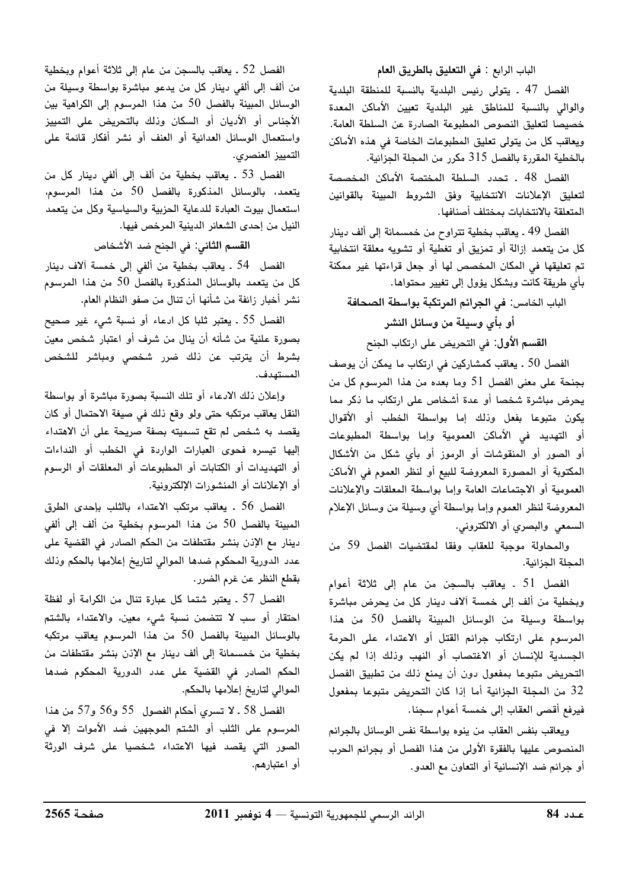الباب الرابع : **في التعليق بالطريق العام**

الفصل 47 ـ يتولى رئيس البلدية بالنسبة للمنطقة البلدية والوالي بالنسبة للمناطق غير البلدية تعيين الأماكن المعدة خصيصا لتعليق النصوص المطبوعة الصادرة عن السلطة العامة. ويعاقب كل من يتولى تعليق المطبوعات الخاصة في هذه الأماكن بالخطية المقررة بالفصل 315 مكرر من المجلة الجزائية.

الفصل 48 ـ تحدد السلطة المختصة الأماكن المخصصة لتعليق الإعلانات الانتخابية وفق الشروط المبينة بالقوانين المتعلقة بالانتخابات بمختلف أصنافها.

الفصل 49 ـ يعاقب بخطية تتراوح من خمسمائة إلى ألف دينار كل من يتعمد إزالة أو تمزيق أو تغطية أو تشويه معلقة انتخابية تم تعليقها في المكان المخصص لها أو جعل قراءتها غير ممكنة بأي طريقة كانت وبشكل يؤول إلى تغيير محتواها.

الباب الخامس: **في الجرائم المرتكبة بواسطة الصحافة أو بأي وسيلة من وسائل النشر**

**القسم الأول**: في التحريض على ارتكاب الجنح

الفصل 50 ـ يعاقب كمشاركين في ارتكاب ما يمكن أن يوصف بجنحة على معنى الفصل 51 وما بعده من هذا المرسوم كل من يحرض مباشرة شخصا أو عدة أشخاص على ارتكاب ما ذكر مما يكون متبوعا بفعل وذلك إما بواسطة الخطب أو الأقوال أو التهديد في الأماكن العمومية وإما بواسطة المطبوعات أو الصور أو المنقوشات أو الرموز أو بأي شكل من الأشكال المكتوبة أو المصورة المعروضة للبيع أو لنظر العموم في الأماكن العمومية أو الاجتماعات العامة وإما بواسطة المعلقات والإعلانات المعروضة لنظر العموم وإما بواسطة أي وسيلة من وسائل الإعلام السمعي والبصري أو الالكتروني.

والمحاولة موجبة للعقاب وفقا لمقتضيات الفصل 59 من المجلة الجزائية.

الفصل 51 ـ يعاقب بالسجن من عام إلى ثلاثة أعوام وبخطية من ألف إلى خمسة آلاف دينار كل من يحرض مباشرة بواسطة وسيلة من الوسائل المبينة بالفصل 50 من هذا المرسوم على ارتكاب جرائم القتل أو الاعتداء على الحرمة الجسدية للإنسان أو الاغتصاب أو النهب وذلك إذا لم يكن التحريض متبوعا بمفعول دون أن يمنع ذلك من تطبيق الفصل 32 من المجلة الجزائية أما إذا كان التحريض متبوعا بمفعول فيرفع أقصى العقاب إلى خمسة أعوام سجنا.

ويعاقب بنفس العقاب من ينوه بواسطة نفس الوسائل بالجرائم المنصوص عليها بالفقرة الأولى من هذا الفصل أو بجرائم الحرب أو جرائم ضد الإنسانية أو التعاون مع العدو.

الفصل 52 ـ يعاقب بالسجن من عام إلى ثلاثة أعوام وبخطية من ألف إلى ألفي دينار كل من يدعو مباشرة بواسطة وسيلة من الوسائل المبينة بالفصل 50 من هذا المرسوم إلى الكراهية بين الأجناس أو الأديان أو السكان وذلك بالتحريض على التمييز واستعمال الوسائل العدائية أو العنف أو نشر أفكار قائمة على التمييز العنصري.

الفصل 53 ـ يعاقب بخطية من ألف إلى ألفي دينار كل من يتعمد، بالوسائل المذكورة بالفصل 50 من هذا المرسوم، استعمال بيوت العبادة للدعاية الحزبية والسياسية وكل من يتعمد النيل من إحدى الشعائر الدينية المرخص فيها.

**القسم الثاني**: في الجنح ضد الأشخاص

الفصل 54 ـ يعاقب بخطية من ألفي إلى خمسة آلاف دينار كل من يتعمد بالوسائل المذكورة بالفصل 50 من هذا المرسوم نشر أخبار زائفة من شأنها أن تنال من صفو النظام العام.

الفصل 55 ـ يعتبر ثلبا كل ادعاء أو نسبة شيء غير صحيح بصورة علنية من شأنه أن ينال من شرف أو اعتبار شخص معين بشرط أن يترتب عن ذلك ضرر شخصي ومباشر للشخص المستهدف.

وإعلان ذلك الادعاء أو تلك النسبة بصورة مباشرة أو بواسطة النقل يعاقب مرتكبه حتى ولو وقع ذلك في صيغة الاحتمال أو كان يقصد به شخص لم تقع تسميته بصفة صريحة على أن الاهتداء إليها تيسره فحوى العبارات الواردة في الخطب أو النداءات أو التهديدات أو الكتابات أو المطبوعات أو المعلقات أو الرسوم أو الإعلانات أو المنشورات الإلكترونية.

الفصل 56 ـ يعاقب مرتكب الاعتداء بالثلب بإحدى الطرق المبينة بالفصل 50 من هذا المرسوم بخطية من ألف إلى ألفي دينار مع الإذن بنشر مقتطفات من الحكم الصادر في القضية على عدد الدورية المحكوم ضدها الموالي لتاريخ إعلامها بالحكم وذلك بقطع النظر عن غرم الضرر.

الفصل 57 ـ يعتبر شتما كل عبارة تنال من الكرامة أو لفظة احتقار أو سب لا تتضمن نسبة شيء معين، والاعتداء بالشتم بالوسائل المبينة بالفصل 50 من هذا المرسوم يعاقب مرتكبه بخطية من خمسمائة إلى ألف دينار مع الإذن بنشر مقتطفات من الحكم الصادر في القضية على عدد الدورية المحكوم ضدها الموالي لتاريخ إعلامها بالحكم.

الفصل 58 ـ لا تسري أحكام الفصول 55 و56 و57 من هذا المرسوم على الثلب أو الشتم الموجهين ضد الأموات إلا في الصور التي يقصد فيها الاعتداء شخصيا على شرف الورثة أو اعتبارهم.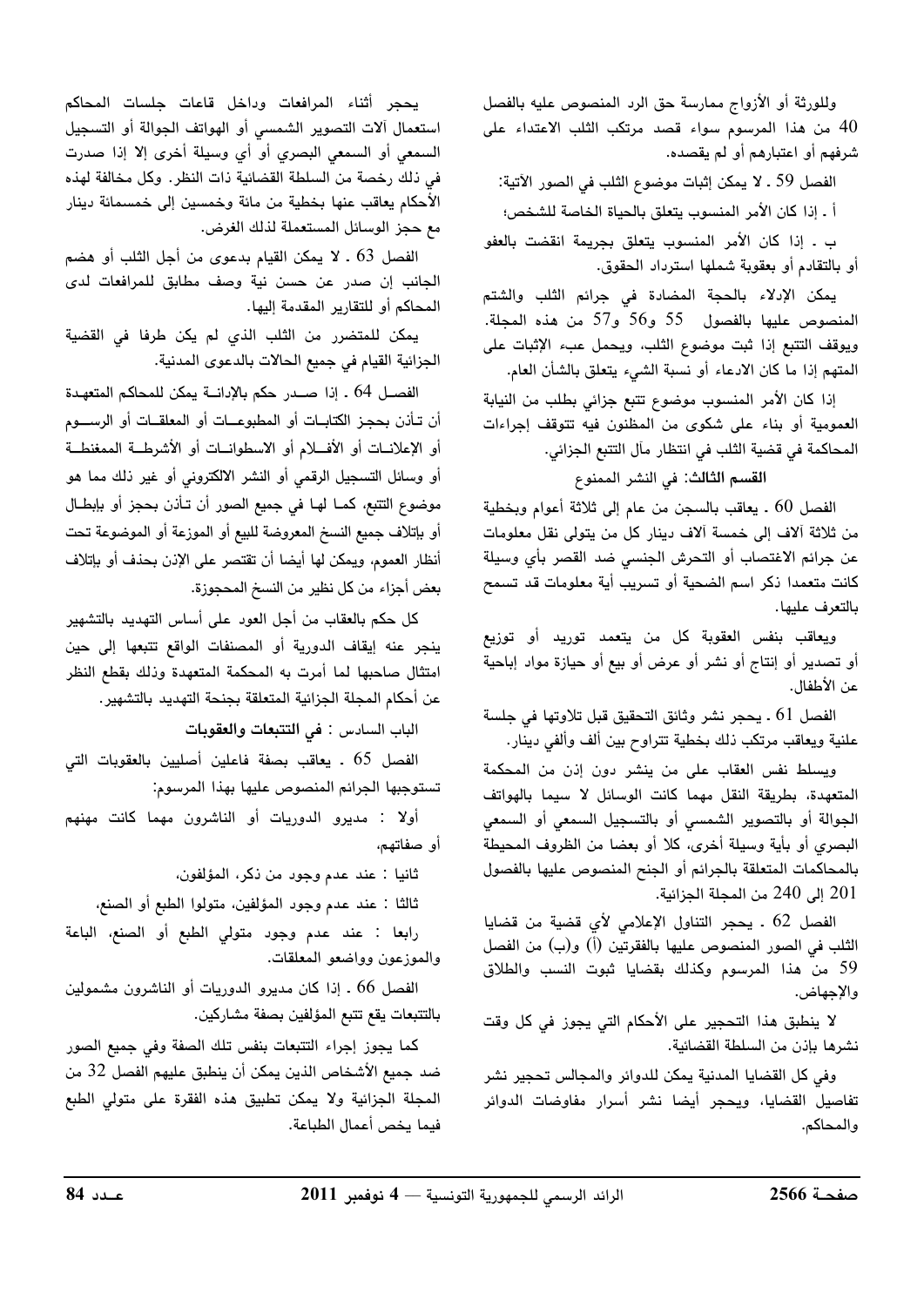وللورثة أو الأزواج ممارسة حق الرد المنصوص عليه بالفصل 40 من هذا المرسوم سواء قصد مرتكب الثلب الاعتداء على شرفهم أو اعتبارهم أو لم يقصده.

الفصل 59 ـ لا يمكن إثبات موضوع الثلب في الصور الآتية:

أ ـ إذا كان الأمر المنسوب يتعلق بالحياة الخاصة للشخص؛

ب ـ إذا كان الأمر المنسوب يتعلق بجريمة انقضت بالعفو أو بالتقادم أو بعقوبة شملها استرداد الحقوق.

يمكن الإدلاء بالحجة المضادة في جرائم الثلب والشتم المنصوص عليها بالفصول 55 و56 و57 من هذه المجلة. ويوقف التتبع إذا ثبت موضوع الثلب، ويحمل عبء الإثبات على المتهم إذا ما كان الادعاء أو نسبة الشيء يتعلق بالشأن العام.

إذا كان الأمر المنسوب موضوع تتبع جزائي بطلب من النيابة العمومية أو بناء على شكوى من المظنون فيه تتوقف إجراءات المحاكمة في قضية الثلب في انتظار مآل التتبع الجزائي.

**القسم الثالث**: في النشر الممنوع

الفصل 60 ـ يعاقب بالسجن من عام إلى ثلاثة أعوام وبخطية من ثلاثة آلاف إلى خمسة آلاف دينار كل من يتولى نقل معلومات عن جرائم الاغتصاب أو التحرش الجنسي ضد القصر بأي وسيلة كانت متعمدا ذكر اسم الضحية أو تسريب أية معلومات قد تسمح بالتعرف عليها.

ويعاقب بنفس العقوبة كل من يتعمد توريد أو توزيع أو تصدير أو إنتاج أو نشر أو عرض أو بيع أو حيازة مواد إباحية عن الأطفال.

الفصل 61 ـ يحجر نشر وثائق التحقيق قبل تلاوتها في جلسة علنية ويعاقب مرتكب ذلك بخطية تتراوح بين ألف وألفي دينار.

ويسلط نفس العقاب على من ينشر دون إذن من المحكمة المتعهدة، بطريقة النقل مهما كانت الوسائل لا سيما بالهواتف الجوالة أو بالتصوير الشمسي أو بالتسجيل السمعي أو السمعي البصري أو بأية وسيلة أخرى، كلا أو بعضا من الظروف المحيطة بالمحاكمات المتعلقة بالجرائم أو الجنح المنصوص عليها بالفصول 201 إلى 240 من المجلة الجزائية.

الفصل 62 ـ يحجر التناول الإعلامي لأي قضية من قضايا الثلب في الصور المنصوص عليها بالفقرتين (أ) و(ب) من الفصل 59 من هذا المرسوم وكذلك بقضايا ثبوت النسب والطلاق والإجهاض.

لا ينطبق هذا التحجير على الأحكام التي يجوز في كل وقت نشرها بإذن من السلطة القضائية.

وفي كل القضايا المدنية يمكن للدوائر والمجالس تحجير نشر تفاصيل القضايا، ويحجر أيضا نشر أسرار مفاوضات الدوائر والمحاكم.

يحجر أثناء المرافعات وداخل قاعات جلسات المحاكم استعمال آلات التصوير الشمسي أو الهواتف الجوالة أو التسجيل السمعي أو السمعي البصري أو أي وسيلة أخرى إلا إذا صدرت في ذلك رخصة من السلطة القضائية ذات النظر. وكل مخالفة لهذه الأحكام يعاقب عنها بخطية من مائة وخمسين إلى خمسمائة دينار مع حجز الوسائل المستعملة لذلك الغرض.

الفصل 63 ـ لا يمكن القيام بدعوى من أجل الثلب أو هضم الجانب إن صدر عن حسن نية وصف مطابق للمرافعات لدى المحاكم أو للتقارير المقدمة إليها.

يمكن للمتضرر من الثلب الذي لم يكن طرفا في القضية الجزائية القيام في جميع الحالات بالدعوى المدنية.

الفصل 64 ـ إذا صدر حكم بالإدانة يمكن للمحاكم المتعهدة أن تأذن بحجز الكتابات أو المطبوعات أو المعلقات أو الرسوم أو الإعلانات أو الأفلام أو الاسطوانات أو الأشرطة الممغنطة أو وسائل التسجيل الرقمي أو النشر الالكتروني أو غير ذلك مما هو موضوع التتبع، كما لها في جميع الصور أن تأذن بحجز أو بإبطال أو بإتلاف جميع النسخ المعروضة للبيع أو الموزعة أو الموضوعة تحت أنظار العموم، ويمكن لها أيضا أن تقتصر على الإذن بحذف أو بإتلاف بعض أجزاء من كل نظير من النسخ المحجوزة.

كل حكم بالعقاب من أجل العود على أساس التهديد بالتشهير ينجر عنه إيقاف الدورية أو المصنفات الواقع تتبعها إلى حين امتثال صاحبها لما أمرت به المحكمة المتعهدة وذلك بقطع النظر عن أحكام المجلة الجزائية المتعلقة بجنحة التهديد بالتشهير.

## الباب السادس : في التتبعات والعقوبات

الفصل 65 ـ يعاقب بصفة فاعلين أصليين بالعقوبات التي تستوجبها الجرائم المنصوص عليها بهذا المرسوم:

أولا : مديرو الدوريات أو الناشرون مهما كانت مهنهم أو صفاتهم،

ثانيا : عند عدم وجود من ذكر، المؤلفون،

ثالثا : عند عدم وجود المؤلفين، متولوا الطبع أو الصنع،

رابعا : عند عدم وجود متولي الطبع أو الصنع، الباعة والموزعون وواضعو المعلقات.

الفصل 66 ـ إذا كان مديرو الدوريات أو الناشرون مشمولين بالتتبعات يقع تتبع المؤلفين بصفة مشاركين.

كما يجوز إجراء التتبعات بنفس تلك الصفة وفي جميع الصور ضد جميع الأشخاص الذين يمكن أن ينطبق عليهم الفصل 32 من المجلة الجزائية ولا يمكن تطبيق هذه الفقرة على متولي الطبع فيما يخص أعمال الطباعة.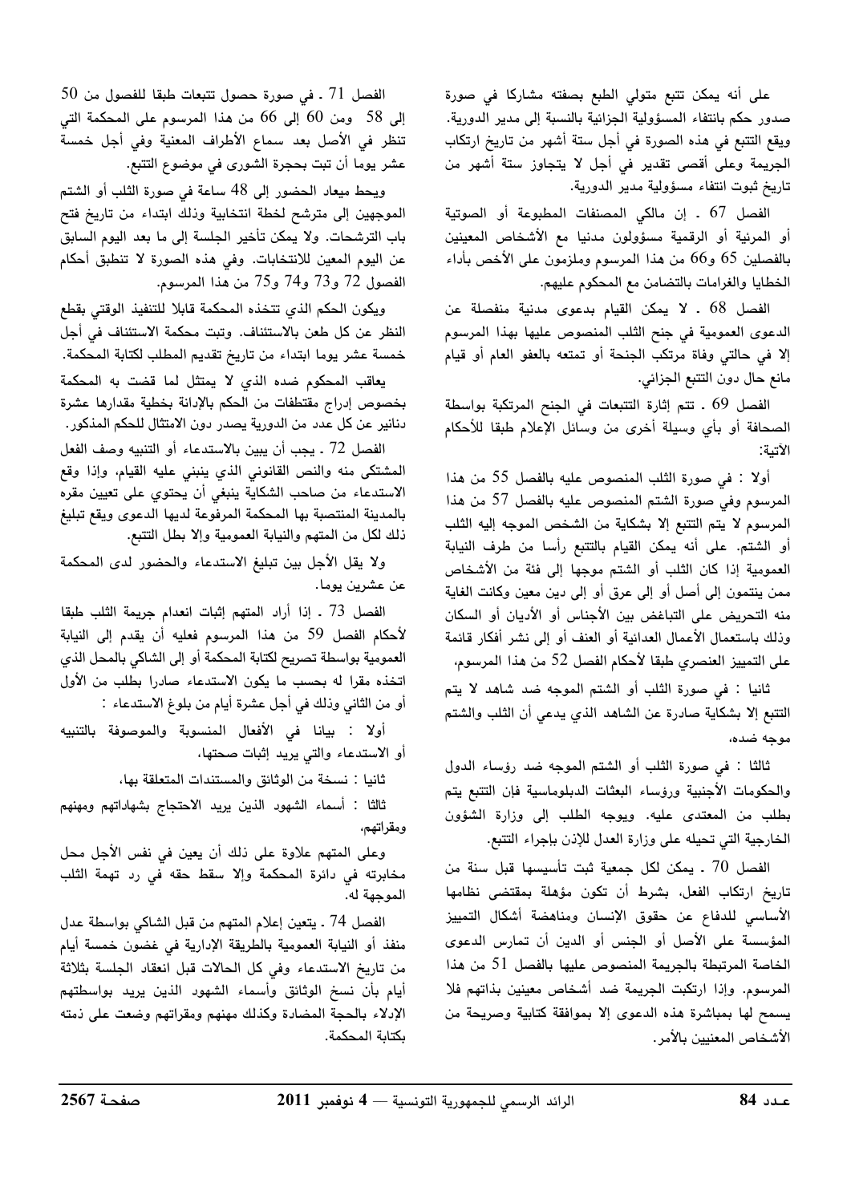على أنه يمكن تتبع متولي الطبع بصفته مشاركا في صورة صدور حكم بانتفاء المسؤولية الجزائية بالنسبة إلى مدير الدورية. ويقع التتبع في هذه الصورة في أجل ستة أشهر من تاريخ ارتكاب الجريمة وعلى أقصى تقدير في أجل لا يتجاوز ستة أشهر من تاريخ ثبوت انتفاء مسؤولية مدير الدورية.

الفصل 67 . إن مالكي المصنفات المطبوعة أو الصوتية أو المرئية أو الرقمية مسؤولون مدنيا مع الأشخاص المعينين بالفصلين 65 و66 من هذا المرسوم وملزمون على الأخص بأداء الخطايا والغرامات بالتضامن مع المحكوم عليهم.

الفصل 68 . لا يمكن القيام بدعوى مدنية منفصلة عن الدعوى العمومية في جنح الثلب المنصوص عليها بهذا المرسوم إلا في حالتي وفاة مرتكب الجنحة أو تمتعه بالعفو العام أو قيام مانع حال دون التتبع الجزائي.

الفصل 69 . تتم إثارة التتبعات في الجنح المرتكبة بواسطة الصحافة أو بأي وسيلة أخرى من وسائل الإعلام طبقا للأحكام الآتية:

أولا : في صورة الثلب المنصوص عليه بالفصل 55 من هذا المرسوم وفي صورة الشتم المنصوص عليه بالفصل 57 من هذا المرسوم لا يتم التتبع إلا بشكاية من الشخص الموجه إليه الثلب أو الشتم. على أنه يمكن القيام بالتتبع رأسا من طرف النيابة العمومية إذا كان الثلب أو الشتم موجها إلى فئة من الأشخاص ممن ينتمون إلى أصل أو إلى عرق أو إلى دين معين وكانت الغاية منه التحريض على التباغض بين الأجناس أو الأديان أو السكان وذلك باستعمال الأعمال العدائية أو العنف أو إلى نشر أفكار قائمة على التمييز العنصري طبقا لأحكام الفصل 52 من هذا المرسوم،

ثانيا : في صورة الثلب أو الشتم الموجه ضد شاهد لا يتم التتبع إلا بشكاية صادرة عن الشاهد الذي يدعي أن الثلب والشتم موجه ضده،

ثالثا : في صورة الثلب أو الشتم الموجه ضد رؤساء الدول والحكومات الأجنبية ورؤساء البعثات الدبلوماسية فإن التتبع يتم بطلب من المعتدى عليه. ويوجه الطلب إلى وزارة الشؤون الخارجية التي تحيله على وزارة العدل للإذن بإجراء التتبع.

الفصل 70 . يمكن لكل جمعية ثبت تأسيسها قبل سنة من تاريخ ارتكاب الفعل، بشرط أن تكون مؤهلة بمقتضى نظامها الأساسي للدفاع عن حقوق الإنسان ومناهضة أشكال التمييز المؤسسة على الأصل أو الجنس أو الدين أن تمارس الدعوى الخاصة المرتبطة بالجريمة المنصوص عليها بالفصل 51 من هذا المرسوم. وإذا ارتكبت الجريمة ضد أشخاص معينين بذاتهم فلا يسمح لها بمباشرة هذه الدعوى إلا بموافقة كتابية وصريحة من الأشخاص المعنيين بالأمر.

الفصل 71 . في صورة حصول تتبعات طبقا للفصول من 50 إلى 58 ومن 60 إلى 66 من هذا المرسوم على المحكمة التي تنظر في الأصل بعد سماع الأطراف المعنية وفي أجل خمسة عشر يوما أن تبت بحجرة الشورى في موضوع التتبع.

ويحط ميعاد الحضور إلى 48 ساعة في صورة الثلب أو الشتم الموجهين إلى مترشح لخطة انتخابية وذلك ابتداء من تاريخ فتح باب الترشحات. ولا يمكن تأخير الجلسة إلى ما بعد اليوم السابق عن اليوم المعين للانتخابات. وفي هذه الصورة لا تنطبق أحكام الفصول 72 و73 و74 و75 من هذا المرسوم.

ويكون الحكم الذي تتخذه المحكمة قابلا للتنفيذ الوقتي بقطع النظر عن كل طعن بالاستئناف. وتبت محكمة الاستئناف في أجل خمسة عشر يوما ابتداء من تاريخ تقديم المطلب لكتابة المحكمة.

يعاقب المحكوم ضده الذي لا يمتثل لما قضت به المحكمة بخصوص إدراج مقتطفات من الحكم بالإدانة بخطية مقدارها عشرة دنانير عن كل عدد من الدورية يصدر دون الامتثال للحكم المذكور.

الفصل 72 . يجب أن يبين بالاستدعاء أو التنبيه وصف الفعل المشتكى منه والنص القانوني الذي ينبني عليه القيام، وإذا وقع الاستدعاء من صاحب الشكاية ينبغي أن يحتوي على تعيين مقره بالمدينة المنتصبة بها المحكمة المرفوعة لديها الدعوى ويقع تبليغ ذلك لكل من المتهم والنيابة العمومية وإلا بطل التتبع.

ولا يقل الأجل بين تبليغ الاستدعاء والحضور لدى المحكمة عن عشرين يوما.

الفصل 73 . إذا أراد المتهم إثبات انعدام جريمة الثلب طبقا لأحكام الفصل 59 من هذا المرسوم فعليه أن يقدم إلى النيابة العمومية بواسطة تصريح لكتابة المحكمة أو إلى الشاكي بالمحل الذي اتخذه مقرا له بحسب ما يكون الاستدعاء صادرا بطلب من الأول أو من الثاني وذلك في أجل عشرة أيام من بلوغ الاستدعاء :

أولا : بيانا في الأفعال المنسوبة والموصوفة بالتنبيه أو الاستدعاء والتي يريد إثبات صحتها،

ثانيا : نسخة من الوثائق والمستندات المتعلقة بها،

ثالثا : أسماء الشهود الذين يريد الاحتجاج بشهاداتهم ومهنهم ومقراتهم،

وعلى المتهم علاوة على ذلك أن يعين في نفس الأجل محل مخابرته في دائرة المحكمة وإلا سقط حقه في رد تهمة الثلب الموجهة له.

الفصل 74 . يتعين إعلام المتهم من قبل الشاكي بواسطة عدل منفذ أو النيابة العمومية بالطريقة الإدارية في غضون خمسة أيام من تاريخ الاستدعاء وفي كل الحالات قبل انعقاد الجلسة بثلاثة أيام بأن نسخ الوثائق وأسماء الشهود الذين يريد بواسطتهم الإدلاء بالحجة المضادة وكذلك مهنهم ومقراتهم وضعت على ذمته بكتابة المحكمة.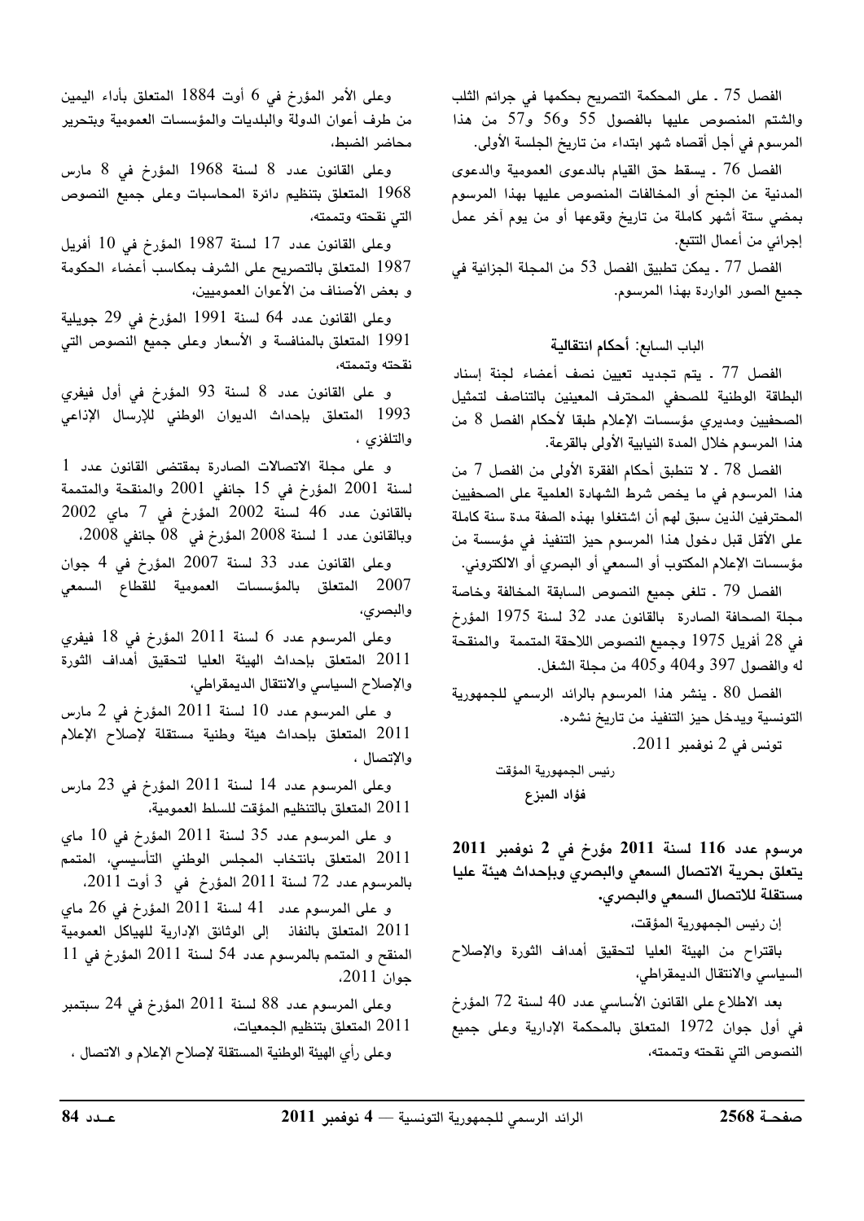الفصل 75 ـ على المحكمة التصريح بحكمها في جرائم الثلب والشتم المنصوص عليها بالفصول 55 و56 و57 من هذا المرسوم في أجل أقصاه شهر ابتداء من تاريخ الجلسة الأولى.

الفصل 76 ـ يسقط حق القيام بالدعوى العمومية والدعوى المدنية عن الجنح أو المخالفات المنصوص عليها بهذا المرسوم بمضي ستة أشهر كاملة من تاريخ وقوعها أو من يوم آخر عمل إجرائي من أعمال التتبع.

الفصل 77 ـ يمكن تطبيق الفصل 53 من المجلة الجزائية في جميع الصور الواردة بهذا المرسوم.

## الباب السابع: أحكام انتقالية

الفصل 77 ـ يتم تجديد تعيين نصف أعضاء لجنة إسناد البطاقة الوطنية للصحفي المحترف المعينين بالتناصف لتمثيل الصحفيين ومديري مؤسسات الإعلام طبقا لأحكام الفصل 8 من هذا المرسوم خلال المدة النيابية الأولى بالقرعة.

الفصل 78 ـ لا تنطبق أحكام الفقرة الأولى من الفصل 7 من هذا المرسوم في ما يخص شرط الشهادة العلمية على الصحفيين المحترفين الذين سبق لهم أن اشتغلوا بهذه الصفة مدة سنة كاملة على الأقل قبل دخول هذا المرسوم حيز التنفيذ في مؤسسة من مؤسسات الإعلام المكتوب أو السمعي أو البصري أو الالكتروني.

الفصل 79 ـ تلغى جميع النصوص السابقة المخالفة وخاصة مجلة الصحافة الصادرة بالقانون عدد 32 لسنة 1975 المؤرخ في 28 أفريل 1975 وجميع النصوص اللاحقة المتممة والمنقحة له والفصول 397 و404 و405 من مجلة الشغل.

الفصل 80 ـ ينشر هذا المرسوم بالرائد الرسمي للجمهورية التونسية ويدخل حيز التنفيذ من تاريخ نشره.

تونس في 2 نوفمبر 2011.

رئيس الجمهورية المؤقت

**فؤاد المبزع**

## مرسوم عدد 116 لسنة 2011 مؤرخ في 2 نوفمبر 2011 يتعلق بحرية الاتصال السمعي والبصري وبإحداث هيئة عليا مستقلة للاتصال السمعي والبصري.

إن رئيس الجمهورية المؤقت،

باقتراح من الهيئة العليا لتحقيق أهداف الثورة والإصلاح السياسي والانتقال الديمقراطي،

بعد الاطلاع على القانون الأساسي عدد 40 لسنة 72 المؤرخ في أول جوان 1972 المتعلق بالمحكمة الإدارية وعلى جميع النصوص التي نقحته وتممته،

وعلى الأمر المؤرخ في 6 أوت 1884 المتعلق بأداء اليمين من طرف أعوان الدولة والبلديات والمؤسسات العمومية وبتحرير محاضر الضبط،

وعلى القانون عدد 8 لسنة 1968 المؤرخ في 8 مارس 1968 المتعلق بتنظيم دائرة المحاسبات وعلى جميع النصوص التي نقحته وتممته،

وعلى القانون عدد 17 لسنة 1987 المؤرخ في 10 أفريل 1987 المتعلق بالتصريح على الشرف بمكاسب أعضاء الحكومة و بعض الأصناف من الأعوان العموميين،

وعلى القانون عدد 64 لسنة 1991 المؤرخ في 29 جويلية 1991 المتعلق بالمنافسة و الأسعار وعلى جميع النصوص التي نقحته وتممته،

و على القانون عدد 8 لسنة 93 المؤرخ في أول فيفري 1993 المتعلق بإحداث الديوان الوطني للإرسال الإذاعي والتلفزي ،

و على مجلة الاتصالات الصادرة بمقتضى القانون عدد 1 لسنة 2001 المؤرخ في 15 جانفي 2001 والمنقحة والمتممة بالقانون عدد 46 لسنة 2002 المؤرخ في 7 ماي 2002 وبالقانون عدد 1 لسنة 2008 المؤرخ في 08 جانفي 2008،

وعلى القانون عدد 33 لسنة 2007 المؤرخ في 4 جوان 2007 المتعلق بالمؤسسات العمومية للقطاع السمعي والبصري،

وعلى المرسوم عدد 6 لسنة 2011 المؤرخ في 18 فيفري 2011 المتعلق بإحداث الهيئة العليا لتحقيق أهداف الثورة والإصلاح السياسي والانتقال الديمقراطي،

و على المرسوم عدد 10 لسنة 2011 المؤرخ في 2 مارس 2011 المتعلق بإحداث هيئة وطنية مستقلة لإصلاح الإعلام والإتصال ،

وعلى المرسوم عدد 14 لسنة 2011 المؤرخ في 23 مارس 2011 المتعلق بالتنظيم المؤقت للسلط العمومية،

و على المرسوم عدد 35 لسنة 2011 المؤرخ في 10 ماي 2011 المتعلق بانتخاب المجلس الوطني التأسيسي، المتمم بالمرسوم عدد 72 لسنة 2011 المؤرخ في 3 أوت 2011،

و على المرسوم عدد 41 لسنة 2011 المؤرخ في 26 ماي 2011 المتعلق بالنفاذ إلى الوثائق الإدارية للهياكل العمومية المنقح و المتمم بالمرسوم عدد 54 لسنة 2011 المؤرخ في 11 جوان 2011،

وعلى المرسوم عدد 88 لسنة 2011 المؤرخ في 24 سبتمبر 2011 المتعلق بتنظيم الجمعيات،

وعلى رأي الهيئة الوطنية المستقلة لإصلاح الإعلام و الاتصال ،